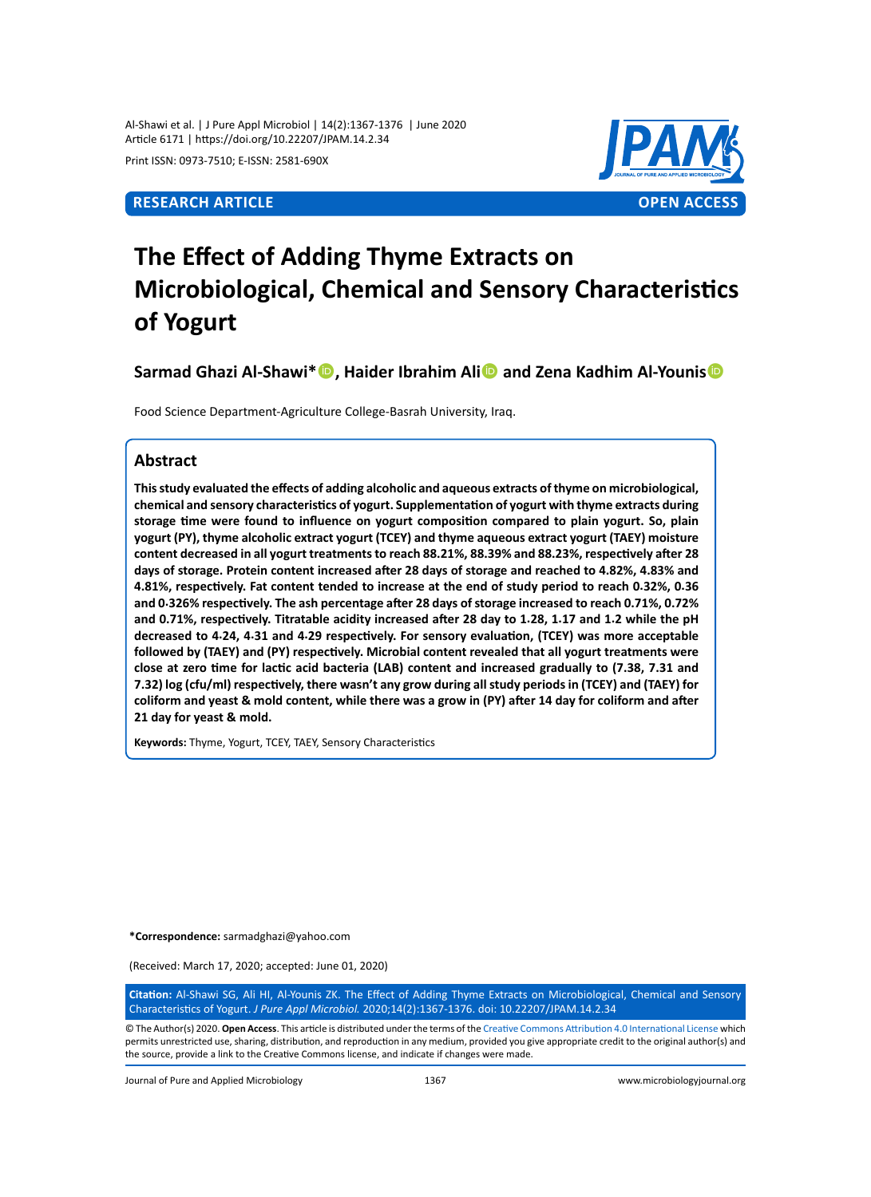RESEARCH ARTICLE OPEN ACCESS

# The Effect of Adding Thyme Extracts on Microbiological, Chemical and Sensory Characteristics of Yogurt

**Sarmad Ghazi Al-Shawi*, Haider Ibrahim Ali and Zena Kadhim Al-Younis**

Food Science Department-Agriculture College-Basrah University, Iraq.

## Abstract

**This study evaluated the effects of adding alcoholic and aqueous extracts of thyme on microbiological, chemical and sensory characteristics of yogurt. Supplementation of yogurt with thyme extracts during storage time were found to influence on yogurt composition compared to plain yogurt. So, plain yogurt (PY), thyme alcoholic extract yogurt (TCEY) and thyme aqueous extract yogurt (TAEY) moisture content decreased in all yogurt treatments to reach 88.21%, 88.39% and 88.23%, respectively after 28 days of storage. Protein content increased after 28 days of storage and reached to 4.82%, 4.83% and 4.81%, respectively. Fat content tended to increase at the end of study period to reach 0·32%, 0·36 and 0·326% respectively. The ash percentage after 28 days of storage increased to reach 0.71%, 0.72% and 0.71%, respectively. Titratable acidity increased after 28 day to 1·28, 1.17 and 1·2 while the pH decreased to 4·24, 4·31 and 4·29 respectively. For sensory evaluation, (TCEY) was more acceptable followed by (TAEY) and (PY) respectively. Microbial content revealed that all yogurt treatments were close at zero time for lactic acid bacteria (LAB) content and increased gradually to (7.38, 7.31 and 7.32) log (cfu/ml) respectively, there wasn't any grow during all study periods in (TCEY) and (TAEY) for coliform and yeast & mold content, while there was a grow in (PY) after 14 day for coliform and after 21 day for yeast & mold.**

**Keywords:** Thyme, Yogurt, TCEY, TAEY, Sensory Characteristics

***Correspondence:** sarmadghazi@yahoo.com

(Received: March 17, 2020; accepted: June 01, 2020)

**Citation:** Al-Shawi SG, Ali HI, Al-Younis ZK. The Effect of Adding Thyme Extracts on Microbiological, Chemical and Sensory Characteristics of Yogurt. *J Pure Appl Microbiol.* 2020;14(2):1367-1376. doi: 10.22207/JPAM.14.2.34

© The Author(s) 2020. **Open Access**. This article is distributed under the terms of the Creative Commons Attribution 4.0 International License which permits unrestricted use, sharing, distribution, and reproduction in any medium, provided you give appropriate credit to the original author(s) and the source, provide a link to the Creative Commons license, and indicate if changes were made.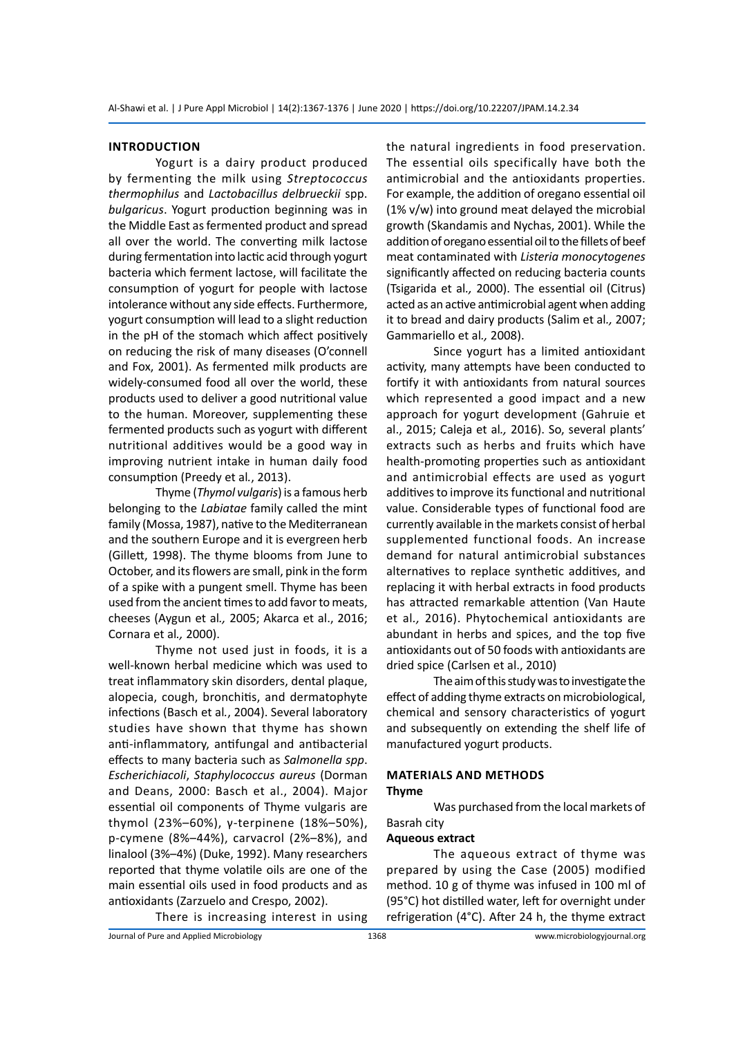## INTRODUCTION

Yogurt is a dairy product produced by fermenting the milk using *Streptococcus thermophilus* and *Lactobacillus delbrueckii* spp. *bulgaricus*. Yogurt production beginning was in the Middle East as fermented product and spread all over the world. The converting milk lactose during fermentation into lactic acid through yogurt bacteria which ferment lactose, will facilitate the consumption of yogurt for people with lactose intolerance without any side effects. Furthermore, yogurt consumption will lead to a slight reduction in the pH of the stomach which affect positively on reducing the risk of many diseases (O'connell and Fox, 2001). As fermented milk products are widely-consumed food all over the world, these products used to deliver a good nutritional value to the human. Moreover, supplementing these fermented products such as yogurt with different nutritional additives would be a good way in improving nutrient intake in human daily food consumption (Preedy et al*.*, 2013).

Thyme (*Thymol vulgaris*) is a famous herb belonging to the *Labiatae* family called the mint family (Mossa, 1987), native to the Mediterranean and the southern Europe and it is evergreen herb (Gillett, 1998). The thyme blooms from June to October, and its flowers are small, pink in the form of a spike with a pungent smell. Thyme has been used from the ancient times to add favor to meats, cheeses (Aygun et al*.,* 2005; Akarca et al., 2016; Cornara et al*.,* 2000).

Thyme not used just in foods, it is a well-known herbal medicine which was used to treat inflammatory skin disorders, dental plaque, alopecia, cough, bronchitis, and dermatophyte infections (Basch et al*.*, 2004). Several laboratory studies have shown that thyme has shown anti-inflammatory, antifungal and antibacterial effects to many bacteria such as *Salmonella spp*. *Escherichiacoli*, *Staphylococcus aureus* (Dorman and Deans, 2000: Basch et al., 2004). Major essential oil components of Thyme vulgaris are thymol (23%–60%), γ-terpinene (18%–50%), p-cymene (8%–44%), carvacrol (2%–8%), and linalool (3%–4%) (Duke, 1992). Many researchers reported that thyme volatile oils are one of the main essential oils used in food products and as antioxidants (Zarzuelo and Crespo, 2002).

There is increasing interest in using the natural ingredients in food preservation. The essential oils specifically have both the antimicrobial and the antioxidants properties. For example, the addition of oregano essential oil (1% v/w) into ground meat delayed the microbial growth (Skandamis and Nychas, 2001). While the addition of oregano essential oil to the fillets of beef meat contaminated with *Listeria monocytogenes* significantly affected on reducing bacteria counts (Tsigarida et al*.,* 2000). The essential oil (Citrus) acted as an active antimicrobial agent when adding it to bread and dairy products (Salim et al*.,* 2007; Gammariello et al*.,* 2008).

Since yogurt has a limited antioxidant activity, many attempts have been conducted to fortify it with antioxidants from natural sources which represented a good impact and a new approach for yogurt development (Gahruie et al., 2015; Caleja et al*.,* 2016). So, several plants' extracts such as herbs and fruits which have health-promoting properties such as antioxidant and antimicrobial effects are used as yogurt additives to improve its functional and nutritional value. Considerable types of functional food are currently available in the markets consist of herbal supplemented functional foods. An increase demand for natural antimicrobial substances alternatives to replace synthetic additives, and replacing it with herbal extracts in food products has attracted remarkable attention (Van Haute et al*.,* 2016). Phytochemical antioxidants are abundant in herbs and spices, and the top five antioxidants out of 50 foods with antioxidants are dried spice (Carlsen et al., 2010)

The aim of this study was to investigate the effect of adding thyme extracts on microbiological, chemical and sensory characteristics of yogurt and subsequently on extending the shelf life of manufactured yogurt products.

## MATERIALS AND METHODS

### Thyme

Was purchased from the local markets of Basrah city

### Aqueous extract

The aqueous extract of thyme was prepared by using the Case (2005) modified method. 10 g of thyme was infused in 100 ml of (95°C) hot distilled water, left for overnight under refrigeration (4°C). After 24 h, the thyme extract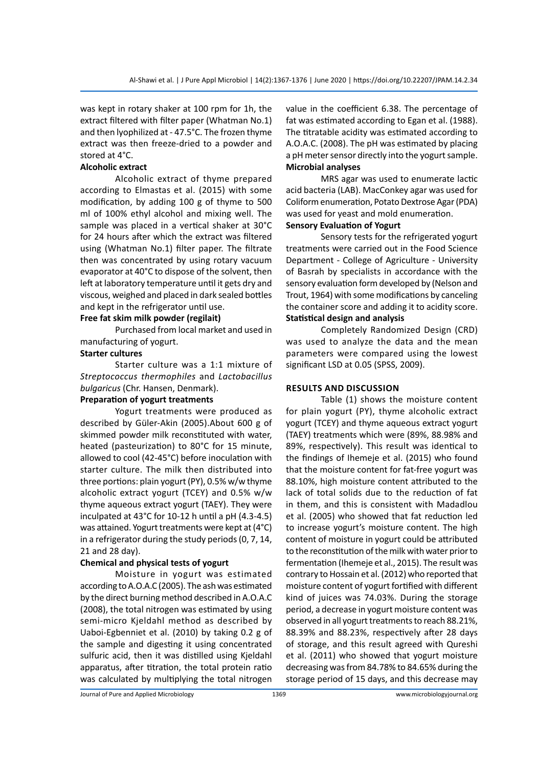was kept in rotary shaker at 100 rpm for 1h, the extract filtered with filter paper (Whatman No.1) and then lyophilized at - 47.5°C. The frozen thyme extract was then freeze-dried to a powder and stored at 4°C.

**Alcoholic extract**

Alcoholic extract of thyme prepared according to Elmastas et al. (2015) with some modification, by adding 100 g of thyme to 500 ml of 100% ethyl alcohol and mixing well. The sample was placed in a vertical shaker at 30°C for 24 hours after which the extract was filtered using (Whatman No.1) filter paper. The filtrate then was concentrated by using rotary vacuum evaporator at 40°C to dispose of the solvent, then left at laboratory temperature until it gets dry and viscous, weighed and placed in dark sealed bottles and kept in the refrigerator until use.

**Free fat skim milk powder (regilait)**

Purchased from local market and used in manufacturing of yogurt.

**Starter cultures**

Starter culture was a 1:1 mixture of *Streptococcus thermophiles* and *Lactobacillus bulgaricus* (Chr. Hansen, Denmark).

**Preparation of yogurt treatments**

Yogurt treatments were produced as described by Güler-Akin (2005).About 600 g of skimmed powder milk reconstituted with water, heated (pasteurization) to 80°C for 15 minute, allowed to cool (42-45°C) before inoculation with starter culture. The milk then distributed into three portions: plain yogurt (PY), 0.5% w/w thyme alcoholic extract yogurt (TCEY) and 0.5% w/w thyme aqueous extract yogurt (TAEY). They were inculpated at 43°C for 10-12 h until a pH (4.3-4.5) was attained. Yogurt treatments were kept at (4°C) in a refrigerator during the study periods (0, 7, 14, 21 and 28 day).

**Chemical and physical tests of yogurt**

Moisture in yogurt was estimated according to A.O.A.C (2005). The ash was estimated by the direct burning method described in A.O.A.C (2008), the total nitrogen was estimated by using semi-micro Kjeldahl method as described by Uaboi-Egbenniet et al. (2010) by taking 0.2 g of the sample and digesting it using concentrated sulfuric acid, then it was distilled using Kjeldahl apparatus, after titration, the total protein ratio was calculated by multiplying the total nitrogen value in the coefficient 6.38. The percentage of fat was estimated according to Egan et al. (1988). The titratable acidity was estimated according to A.O.A.C. (2008). The pH was estimated by placing a pH meter sensor directly into the yogurt sample.

**Microbial analyses**

MRS agar was used to enumerate lactic acid bacteria (LAB). MacConkey agar was used for Coliform enumeration, Potato Dextrose Agar (PDA) was used for yeast and mold enumeration.

**Sensory Evaluation of Yogurt**

Sensory tests for the refrigerated yogurt treatments were carried out in the Food Science Department - College of Agriculture - University of Basrah by specialists in accordance with the sensory evaluation form developed by (Nelson and Trout, 1964) with some modifications by canceling the container score and adding it to acidity score.

**Statistical design and analysis**

Completely Randomized Design (CRD) was used to analyze the data and the mean parameters were compared using the lowest significant LSD at 0.05 (SPSS, 2009).

## RESULTS AND DISCUSSION

Table (1) shows the moisture content for plain yogurt (PY), thyme alcoholic extract yogurt (TCEY) and thyme aqueous extract yogurt (TAEY) treatments which were (89%, 88.98% and 89%, respectively). This result was identical to the findings of Ihemeje et al. (2015) who found that the moisture content for fat-free yogurt was 88.10%, high moisture content attributed to the lack of total solids due to the reduction of fat in them, and this is consistent with Madadlou et al. (2005) who showed that fat reduction led to increase yogurt's moisture content. The high content of moisture in yogurt could be attributed to the reconstitution of the milk with water prior to fermentation (Ihemeje et al., 2015). The result was contrary to Hossain et al. (2012) who reported that moisture content of yogurt fortified with different kind of juices was 74.03%. During the storage period, a decrease in yogurt moisture content was observed in all yogurt treatments to reach 88.21%, 88.39% and 88.23%, respectively after 28 days of storage, and this result agreed with Qureshi et al. (2011) who showed that yogurt moisture decreasing was from 84.78% to 84.65% during the storage period of 15 days, and this decrease may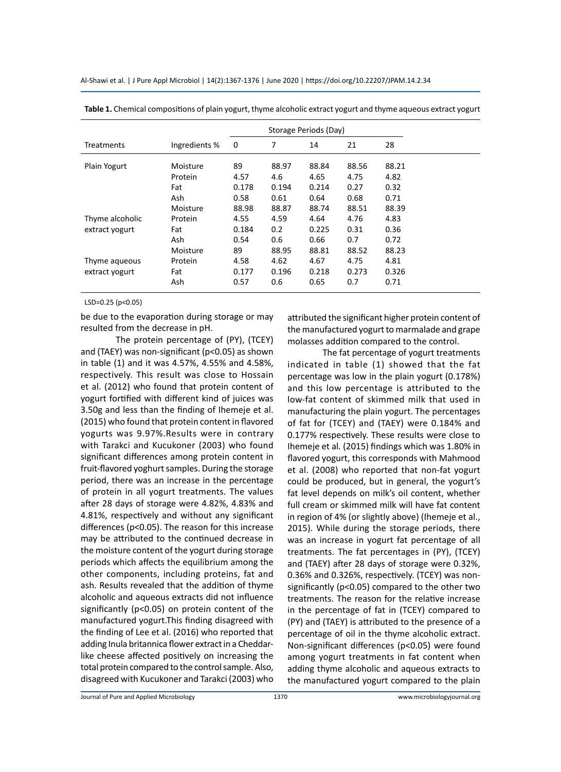**Table 1.** Chemical compositions of plain yogurt, thyme alcoholic extract yogurt and thyme aqueous extract yogurt

| Treatments | Ingredients % | Storage Periods (Day) | | | | |
|---|---|---|---|---|---|---|
| | | 0 | 7 | 14 | 21 | 28 |
| Plain Yogurt | Moisture | 89 | 88.97 | 88.84 | 88.56 | 88.21 |
| | Protein | 4.57 | 4.6 | 4.65 | 4.75 | 4.82 |
| | Fat | 0.178 | 0.194 | 0.214 | 0.27 | 0.32 |
| | Ash | 0.58 | 0.61 | 0.64 | 0.68 | 0.71 |
| Thyme alcoholic extract yogurt | Moisture | 88.98 | 88.87 | 88.74 | 88.51 | 88.39 |
| | Protein | 4.55 | 4.59 | 4.64 | 4.76 | 4.83 |
| | Fat | 0.184 | 0.2 | 0.225 | 0.31 | 0.36 |
| | Ash | 0.54 | 0.6 | 0.66 | 0.7 | 0.72 |
| Thyme aqueous extract yogurt | Moisture | 89 | 88.95 | 88.81 | 88.52 | 88.23 |
| | Protein | 4.58 | 4.62 | 4.67 | 4.75 | 4.81 |
| | Fat | 0.177 | 0.196 | 0.218 | 0.273 | 0.326 |
| | Ash | 0.57 | 0.6 | 0.65 | 0.7 | 0.71 |

LSD=0.25 ($p<0.05$)

be due to the evaporation during storage or may resulted from the decrease in pH.

The protein percentage of (PY), (TCEY) and (TAEY) was non-significant ($p<0.05$) as shown in table (1) and it was 4.57%, 4.55% and 4.58%, respectively. This result was close to Hossain et al. (2012) who found that protein content of yogurt fortified with different kind of juices was 3.50g and less than the finding of Ihemeje et al. (2015) who found that protein content in flavored yogurts was 9.97%.Results were in contrary with Tarakci and Kucukoner (2003) who found significant differences among protein content in fruit-flavored yoghurt samples. During the storage period, there was an increase in the percentage of protein in all yogurt treatments. The values after 28 days of storage were 4.82%, 4.83% and 4.81%, respectively and without any significant differences ($p<0.05$). The reason for this increase may be attributed to the continued decrease in the moisture content of the yogurt during storage periods which affects the equilibrium among the other components, including proteins, fat and ash. Results revealed that the addition of thyme alcoholic and aqueous extracts did not influence significantly ($p<0.05$) on protein content of the manufactured yogurt.This finding disagreed with the finding of Lee et al. (2016) who reported that adding Inula britannica flower extract in a Cheddar-like cheese affected positively on increasing the total protein compared to the control sample. Also, disagreed with Kucukoner and Tarakci (2003) who attributed the significant higher protein content of the manufactured yogurt to marmalade and grape molasses addition compared to the control.

The fat percentage of yogurt treatments indicated in table (1) showed that the fat percentage was low in the plain yogurt (0.178%) and this low percentage is attributed to the low-fat content of skimmed milk that used in manufacturing the plain yogurt. The percentages of fat for (TCEY) and (TAEY) were 0.184% and 0.177% respectively. These results were close to Ihemeje et al. (2015) findings which was 1.80% in flavored yogurt, this corresponds with Mahmood et al. (2008) who reported that non-fat yogurt could be produced, but in general, the yogurt's fat level depends on milk's oil content, whether full cream or skimmed milk will have fat content in region of 4% (or slightly above) (Ihemeje et al., 2015). While during the storage periods, there was an increase in yogurt fat percentage of all treatments. The fat percentages in (PY), (TCEY) and (TAEY) after 28 days of storage were 0.32%, 0.36% and 0.326%, respectively. (TCEY) was non-significantly ($p<0.05$) compared to the other two treatments. The reason for the relative increase in the percentage of fat in (TCEY) compared to (PY) and (TAEY) is attributed to the presence of a percentage of oil in the thyme alcoholic extract. Non-significant differences ($p<0.05$) were found among yogurt treatments in fat content when adding thyme alcoholic and aqueous extracts to the manufactured yogurt compared to the plain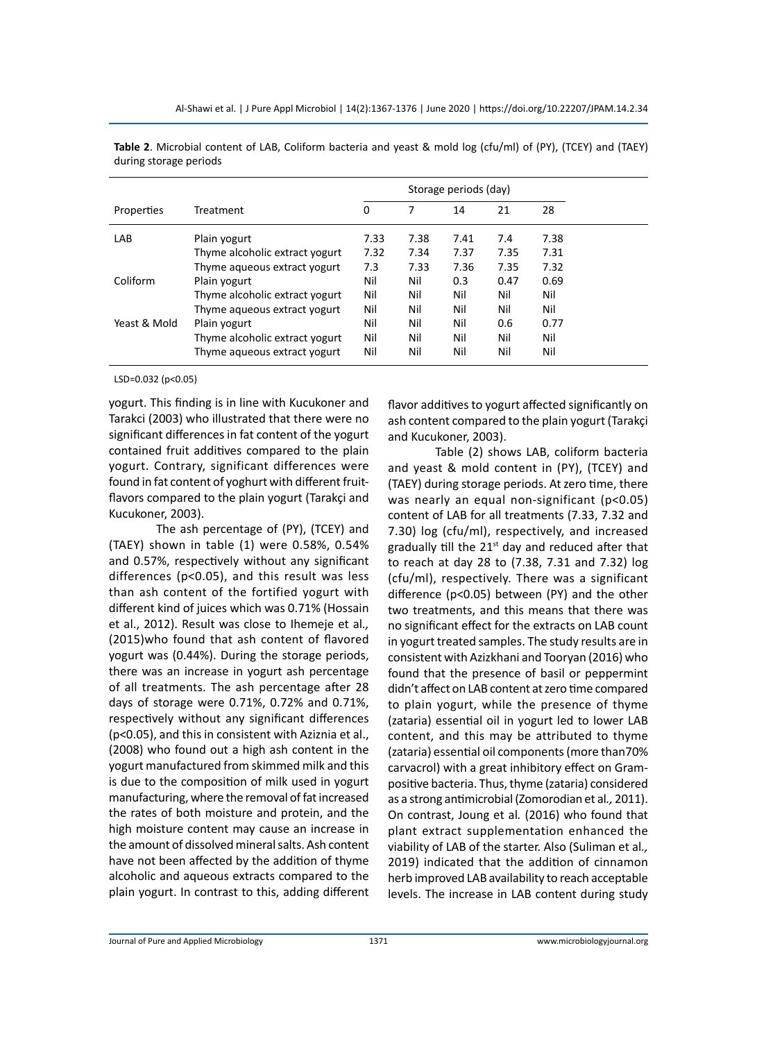**Table 2**. Microbial content of LAB, Coliform bacteria and yeast & mold log (cfu/ml) of (PY), (TCEY) and (TAEY) during storage periods

| Properties | Treatment | Storage periods (day) | | | | |
|---|---|---|---|---|---|---|
| | | 0 | 7 | 14 | 21 | 28 |
| LAB | Plain yogurt | 7.33 | 7.38 | 7.41 | 7.4 | 7.38 |
| | Thyme alcoholic extract yogurt | 7.32 | 7.34 | 7.37 | 7.35 | 7.31 |
| | Thyme aqueous extract yogurt | 7.3 | 7.33 | 7.36 | 7.35 | 7.32 |
| Coliform | Plain yogurt | Nil | Nil | 0.3 | 0.47 | 0.69 |
| | Thyme alcoholic extract yogurt | Nil | Nil | Nil | Nil | Nil |
| | Thyme aqueous extract yogurt | Nil | Nil | Nil | Nil | Nil |
| Yeast & Mold | Plain yogurt | Nil | Nil | Nil | 0.6 | 0.77 |
| | Thyme alcoholic extract yogurt | Nil | Nil | Nil | Nil | Nil |
| | Thyme aqueous extract yogurt | Nil | Nil | Nil | Nil | Nil |

LSD=0.032 ($p<0.05$)

yogurt. This finding is in line with Kucukoner and Tarakci (2003) who illustrated that there were no significant differences in fat content of the yogurt contained fruit additives compared to the plain yogurt. Contrary, significant differences were found in fat content of yoghurt with different fruit-flavors compared to the plain yogurt (Tarakçi and Kucukoner, 2003).

The ash percentage of (PY), (TCEY) and (TAEY) shown in table (1) were 0.58%, 0.54% and 0.57%, respectively without any significant differences ($p<0.05$), and this result was less than ash content of the fortified yogurt with different kind of juices which was 0.71% (Hossain et al., 2012). Result was close to Ihemeje et al*.,* (2015)who found that ash content of flavored yogurt was (0.44%). During the storage periods, there was an increase in yogurt ash percentage of all treatments. The ash percentage after 28 days of storage were 0.71%, 0.72% and 0.71%, respectively without any significant differences ($p<0.05$), and this in consistent with Aziznia et al., (2008) who found out a high ash content in the yogurt manufactured from skimmed milk and this is due to the composition of milk used in yogurt manufacturing, where the removal of fat increased the rates of both moisture and protein, and the high moisture content may cause an increase in the amount of dissolved mineral salts. Ash content have not been affected by the addition of thyme alcoholic and aqueous extracts compared to the plain yogurt. In contrast to this, adding different flavor additives to yogurt affected significantly on ash content compared to the plain yogurt (Tarakçi and Kucukoner, 2003).

Table (2) shows LAB, coliform bacteria and yeast & mold content in (PY), (TCEY) and (TAEY) during storage periods. At zero time, there was nearly an equal non-significant ($p<0.05$) content of LAB for all treatments (7.33, 7.32 and 7.30) log (cfu/ml), respectively, and increased gradually till the 21st day and reduced after that to reach at day 28 to (7.38, 7.31 and 7.32) log (cfu/ml), respectively. There was a significant difference ($p<0.05$) between (PY) and the other two treatments, and this means that there was no significant effect for the extracts on LAB count in yogurt treated samples. The study results are in consistent with Azizkhani and Tooryan (2016) who found that the presence of basil or peppermint didn't affect on LAB content at zero time compared to plain yogurt, while the presence of thyme (zataria) essential oil in yogurt led to lower LAB content, and this may be attributed to thyme (zataria) essential oil components (more than70% carvacrol) with a great inhibitory effect on Gram-positive bacteria. Thus, thyme (zataria) considered as a strong antimicrobial (Zomorodian et al*.,* 2011). On contrast, Joung et al*.* (2016) who found that plant extract supplementation enhanced the viability of LAB of the starter. Also (Suliman et al*.,* 2019) indicated that the addition of cinnamon herb improved LAB availability to reach acceptable levels. The increase in LAB content during study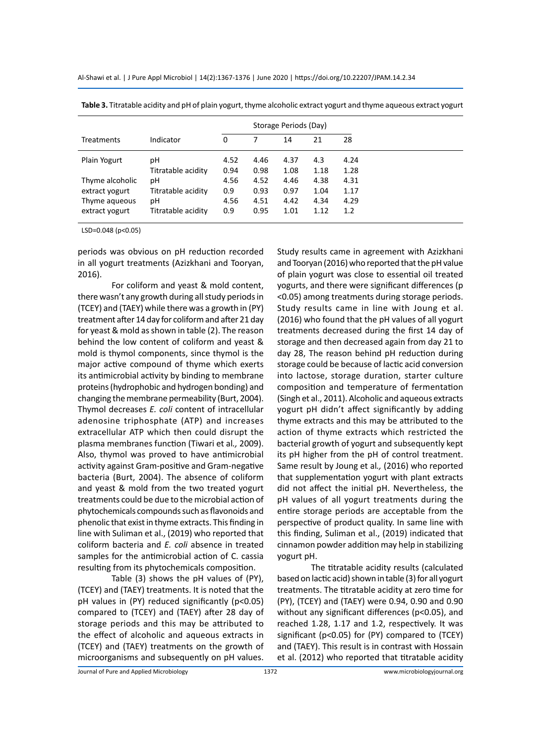**Table 3.** Titratable acidity and pH of plain yogurt, thyme alcoholic extract yogurt and thyme aqueous extract yogurt

| Treatments | Indicator | Storage Periods (Day) | | | | |
|---|---|---|---|---|---|---|
| | | 0 | 7 | 14 | 21 | 28 |
| Plain Yogurt | pH | 4.52 | 4.46 | 4.37 | 4.3 | 4.24 |
| | Titratable acidity | 0.94 | 0.98 | 1.08 | 1.18 | 1.28 |
| Thyme alcoholic extract yogurt | pH | 4.56 | 4.52 | 4.46 | 4.38 | 4.31 |
| | Titratable acidity | 0.9 | 0.93 | 0.97 | 1.04 | 1.17 |
| Thyme aqueous extract yogurt | pH | 4.56 | 4.51 | 4.42 | 4.34 | 4.29 |
| | Titratable acidity | 0.9 | 0.95 | 1.01 | 1.12 | 1.2 |

LSD=0.048 ($p<0.05$)

periods was obvious on pH reduction recorded in all yogurt treatments (Azizkhani and Tooryan, 2016).

For coliform and yeast & mold content, there wasn't any growth during all study periods in (TCEY) and (TAEY) while there was a growth in (PY) treatment after 14 day for coliform and after 21 day for yeast & mold as shown in table (2). The reason behind the low content of coliform and yeast & mold is thymol components, since thymol is the major active compound of thyme which exerts its antimicrobial activity by binding to membrane proteins (hydrophobic and hydrogen bonding) and changing the membrane permeability (Burt, 2004). Thymol decreases *E. coli* content of intracellular adenosine triphosphate (ATP) and increases extracellular ATP which then could disrupt the plasma membranes function (Tiwari et al*.,* 2009). Also, thymol was proved to have antimicrobial activity against Gram-positive and Gram-negative bacteria (Burt, 2004). The absence of coliform and yeast & mold from the two treated yogurt treatments could be due to the microbial action of phytochemicals compounds such as flavonoids and phenolic that exist in thyme extracts. This finding in line with Suliman et al., (2019) who reported that coliform bacteria and *E. coli* absence in treated samples for the antimicrobial action of C. cassia resulting from its phytochemicals composition.

Table (3) shows the pH values of (PY), (TCEY) and (TAEY) treatments. It is noted that the pH values in (PY) reduced significantly ($p<0.05$) compared to (TCEY) and (TAEY) after 28 day of storage periods and this may be attributed to the effect of alcoholic and aqueous extracts in (TCEY) and (TAEY) treatments on the growth of microorganisms and subsequently on pH values. Study results came in agreement with Azizkhani and Tooryan (2016) who reported that the pH value of plain yogurt was close to essential oil treated yogurts, and there were significant differences ($p<0.05$) among treatments during storage periods. Study results came in line with Joung et al. (2016) who found that the pH values of all yogurt treatments decreased during the first 14 day of storage and then decreased again from day 21 to day 28, The reason behind pH reduction during storage could be because of lactic acid conversion into lactose, storage duration, starter culture composition and temperature of fermentation (Singh et al., 2011). Alcoholic and aqueous extracts yogurt pH didn't affect significantly by adding thyme extracts and this may be attributed to the action of thyme extracts which restricted the bacterial growth of yogurt and subsequently kept its pH higher from the pH of control treatment. Same result by Joung et al*.,* (2016) who reported that supplementation yogurt with plant extracts did not affect the initial pH. Nevertheless, the pH values of all yogurt treatments during the entire storage periods are acceptable from the perspective of product quality. In same line with this finding, Suliman et al., (2019) indicated that cinnamon powder addition may help in stabilizing yogurt pH.

The titratable acidity results (calculated based on lactic acid) shown in table (3) for all yogurt treatments. The titratable acidity at zero time for (PY), (TCEY) and (TAEY) were 0.94, 0.90 and 0.90 without any significant differences ($p<0.05$), and reached 1.28, 1.17 and 1.2, respectively. It was significant ($p<0.05$) for (PY) compared to (TCEY) and (TAEY). This result is in contrast with Hossain et al. (2012) who reported that titratable acidity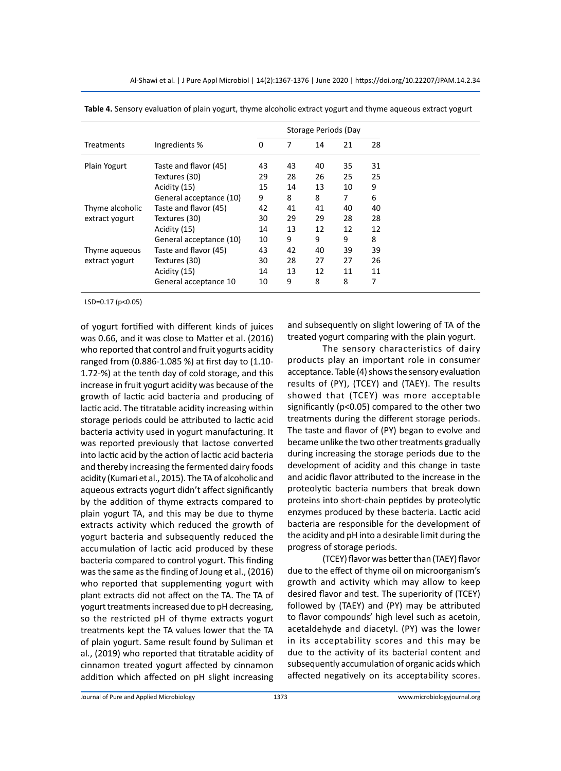**Table 4.** Sensory evaluation of plain yogurt, thyme alcoholic extract yogurt and thyme aqueous extract yogurt

| Treatments | Ingredients % | Storage Periods (Day | | | | |
|---|---|---|---|---|---|---|
| | | 0 | 7 | 14 | 21 | 28 |
| Plain Yogurt | Taste and flavor (45) | 43 | 43 | 40 | 35 | 31 |
| | Textures (30) | 29 | 28 | 26 | 25 | 25 |
| | Acidity (15) | 15 | 14 | 13 | 10 | 9 |
| | General acceptance (10) | 9 | 8 | 8 | 7 | 6 |
| Thyme alcoholic extract yogurt | Taste and flavor (45) | 42 | 41 | 41 | 40 | 40 |
| | Textures (30) | 30 | 29 | 29 | 28 | 28 |
| | Acidity (15) | 14 | 13 | 12 | 12 | 12 |
| | General acceptance (10) | 10 | 9 | 9 | 9 | 8 |
| Thyme aqueous extract yogurt | Taste and flavor (45) | 43 | 42 | 40 | 39 | 39 |
| | Textures (30) | 30 | 28 | 27 | 27 | 26 |
| | Acidity (15) | 14 | 13 | 12 | 11 | 11 |
| | General acceptance 10 | 10 | 9 | 8 | 8 | 7 |

LSD=0.17 ($p<0.05$)

of yogurt fortified with different kinds of juices was 0.66, and it was close to Matter et al. (2016) who reported that control and fruit yogurts acidity ranged from (0.886-1.085 %) at first day to (1.10-1.72-%) at the tenth day of cold storage, and this increase in fruit yogurt acidity was because of the growth of lactic acid bacteria and producing of lactic acid. The titratable acidity increasing within storage periods could be attributed to lactic acid bacteria activity used in yogurt manufacturing. It was reported previously that lactose converted into lactic acid by the action of lactic acid bacteria and thereby increasing the fermented dairy foods acidity (Kumari et al., 2015). The TA of alcoholic and aqueous extracts yogurt didn't affect significantly by the addition of thyme extracts compared to plain yogurt TA, and this may be due to thyme extracts activity which reduced the growth of yogurt bacteria and subsequently reduced the accumulation of lactic acid produced by these bacteria compared to control yogurt. This finding was the same as the finding of Joung et al., (2016) who reported that supplementing yogurt with plant extracts did not affect on the TA. The TA of yogurt treatments increased due to pH decreasing, so the restricted pH of thyme extracts yogurt treatments kept the TA values lower that the TA of plain yogurt. Same result found by Suliman et al., (2019) who reported that titratable acidity of cinnamon treated yogurt affected by cinnamon addition which affected on pH slight increasing and subsequently on slight lowering of TA of the treated yogurt comparing with the plain yogurt.

The sensory characteristics of dairy products play an important role in consumer acceptance. Table (4) shows the sensory evaluation results of (PY), (TCEY) and (TAEY). The results showed that (TCEY) was more acceptable significantly ($p<0.05$) compared to the other two treatments during the different storage periods. The taste and flavor of (PY) began to evolve and became unlike the two other treatments gradually during increasing the storage periods due to the development of acidity and this change in taste and acidic flavor attributed to the increase in the proteolytic bacteria numbers that break down proteins into short-chain peptides by proteolytic enzymes produced by these bacteria. Lactic acid bacteria are responsible for the development of the acidity and pH into a desirable limit during the progress of storage periods.

(TCEY) flavor was better than (TAEY) flavor due to the effect of thyme oil on microorganism's growth and activity which may allow to keep desired flavor and test. The superiority of (TCEY) followed by (TAEY) and (PY) may be attributed to flavor compounds' high level such as acetoin, acetaldehyde and diacetyl. (PY) was the lower in its acceptability scores and this may be due to the activity of its bacterial content and subsequently accumulation of organic acids which affected negatively on its acceptability scores.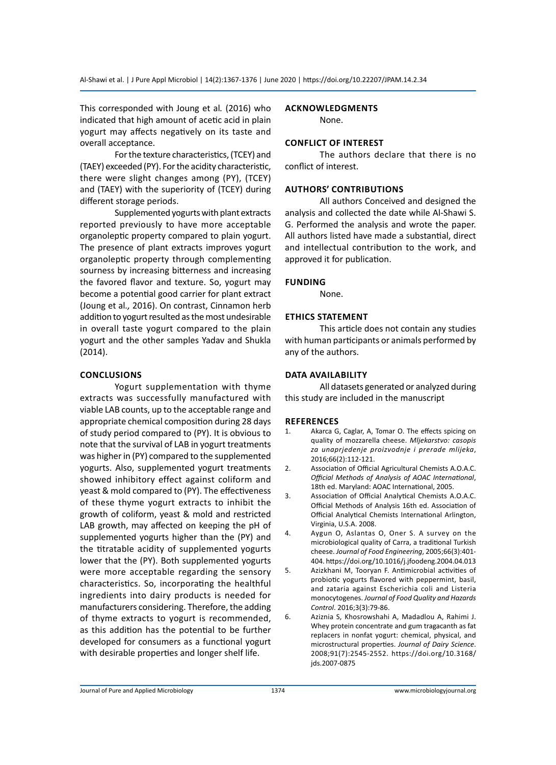This corresponded with Joung et al*.* (2016) who indicated that high amount of acetic acid in plain yogurt may affects negatively on its taste and overall acceptance.

For the texture characteristics, (TCEY) and (TAEY) exceeded (PY). For the acidity characteristic, there were slight changes among (PY), (TCEY) and (TAEY) with the superiority of (TCEY) during different storage periods.

Supplemented yogurts with plant extracts reported previously to have more acceptable organoleptic property compared to plain yogurt. The presence of plant extracts improves yogurt organoleptic property through complementing sourness by increasing bitterness and increasing the favored flavor and texture. So, yogurt may become a potential good carrier for plant extract (Joung et al*.,* 2016). On contrast, Cinnamon herb addition to yogurt resulted as the most undesirable in overall taste yogurt compared to the plain yogurt and the other samples Yadav and Shukla (2014).

## CONCLUSIONS

Yogurt supplementation with thyme extracts was successfully manufactured with viable LAB counts, up to the acceptable range and appropriate chemical composition during 28 days of study period compared to (PY). It is obvious to note that the survival of LAB in yogurt treatments was higher in (PY) compared to the supplemented yogurts. Also, supplemented yogurt treatments showed inhibitory effect against coliform and yeast & mold compared to (PY). The effectiveness of these thyme yogurt extracts to inhibit the growth of coliform, yeast & mold and restricted LAB growth, may affected on keeping the pH of supplemented yogurts higher than the (PY) and the titratable acidity of supplemented yogurts lower that the (PY). Both supplemented yogurts were more acceptable regarding the sensory characteristics. So, incorporating the healthful ingredients into dairy products is needed for manufacturers considering. Therefore, the adding of thyme extracts to yogurt is recommended, as this addition has the potential to be further developed for consumers as a functional yogurt with desirable properties and longer shelf life.

## ACKNOWLEDGMENTS

None.

## CONFLICT OF INTEREST

The authors declare that there is no conflict of interest.

## AUTHORS' CONTRIBUTIONS

All authors Conceived and designed the analysis and collected the date while Al-Shawi S. G. Performed the analysis and wrote the paper. All authors listed have made a substantial, direct and intellectual contribution to the work, and approved it for publication.

## FUNDING

None.

## ETHICS STATEMENT

This article does not contain any studies with human participants or animals performed by any of the authors.

## DATA AVAILABILITY

All datasets generated or analyzed during this study are included in the manuscript

## REFERENCES

1. Akarca G, Caglar, A, Tomar O. The effects spicing on quality of mozzarella cheese. *Mljekarstvo: casopis za unaprjedenje proizvodnje i prerade mlijeka*, 2016;66(2):112-121.
2. Association of Official Agricultural Chemists A.O.A.C. *Official Methods of Analysis of AOAC International*, 18th ed. Maryland: AOAC International, 2005.
3. Association of Official Analytical Chemists A.O.A.C. Official Methods of Analysis 16th ed. Association of Official Analytical Chemists International Arlington, Virginia, U.S.A. 2008.
4. Aygun O, Aslantas O, Oner S. A survey on the microbiological quality of Carra, a traditional Turkish cheese. *Journal of Food Engineering*, 2005;66(3):401-404. https://doi.org/10.1016/j.jfoodeng.2004.04.013
5. Azizkhani M, Tooryan F. Antimicrobial activities of probiotic yogurts flavored with peppermint, basil, and zataria against Escherichia coli and Listeria monocytogenes. *Journal of Food Quality and Hazards Control*. 2016;3(3):79-86.
6. Aziznia S, Khosrowshahi A, Madadlou A, Rahimi J. Whey protein concentrate and gum tragacanth as fat replacers in nonfat yogurt: chemical, physical, and microstructural properties. *Journal of Dairy Science*. 2008;91(7):2545-2552. https://doi.org/10.3168/jds.2007-0875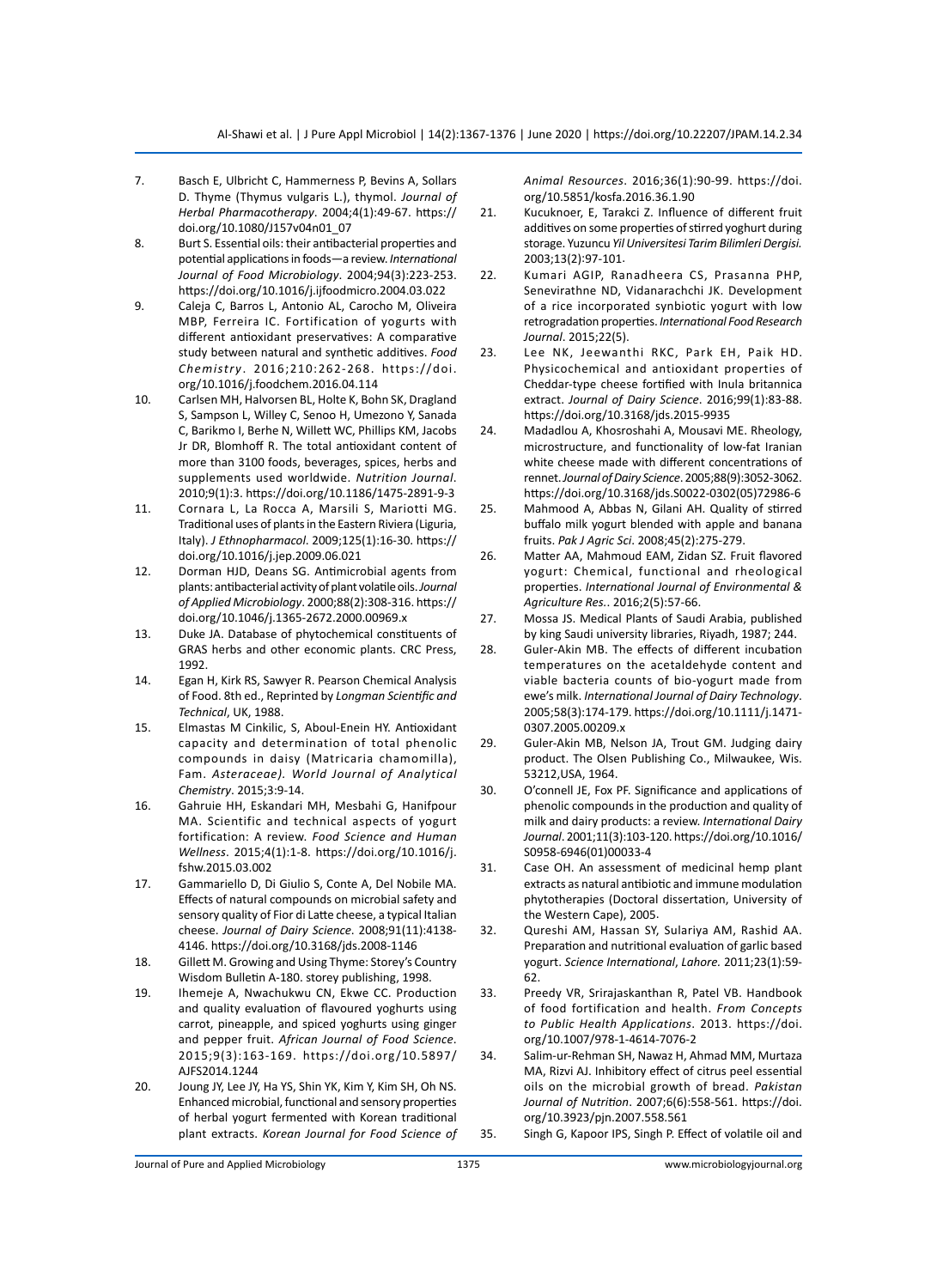7. Basch E, Ulbricht C, Hammerness P, Bevins A, Sollars D. Thyme (Thymus vulgaris L.), thymol. *Journal of Herbal Pharmacotherapy*. 2004;4(1):49-67. https://doi.org/10.1080/J157v04n01_07
8. Burt S. Essential oils: their antibacterial properties and potential applications in foods—a review. *International Journal of Food Microbiology*. 2004;94(3):223-253. https://doi.org/10.1016/j.ijfoodmicro.2004.03.022
9. Caleja C, Barros L, Antonio AL, Carocho M, Oliveira MBP, Ferreira IC. Fortification of yogurts with different antioxidant preservatives: A comparative study between natural and synthetic additives. *Food Chemistry*. 2016;210:262-268. https://doi.org/10.1016/j.foodchem.2016.04.114
10. Carlsen MH, Halvorsen BL, Holte K, Bohn SK, Dragland S, Sampson L, Willey C, Senoo H, Umezono Y, Sanada C, Barikmo I, Berhe N, Willett WC, Phillips KM, Jacobs Jr DR, Blomhoff R. The total antioxidant content of more than 3100 foods, beverages, spices, herbs and supplements used worldwide. *Nutrition Journal*. 2010;9(1):3. https://doi.org/10.1186/1475-2891-9-3
11. Cornara L, La Rocca A, Marsili S, Mariotti MG. Traditional uses of plants in the Eastern Riviera (Liguria, Italy). *J Ethnopharmacol*. 2009;125(1):16-30. https://doi.org/10.1016/j.jep.2009.06.021
12. Dorman HJD, Deans SG. Antimicrobial agents from plants: antibacterial activity of plant volatile oils. *Journal of Applied Microbiology*. 2000;88(2):308-316. https://doi.org/10.1046/j.1365-2672.2000.00969.x
13. Duke JA. Database of phytochemical constituents of GRAS herbs and other economic plants. CRC Press, 1992.
14. Egan H, Kirk RS, Sawyer R. Pearson Chemical Analysis of Food. 8th ed., Reprinted by *Longman Scientific and Technical*, UK, 1988.
15. Elmastas M Cinkilic, S, Aboul-Enein HY. Antioxidant capacity and determination of total phenolic compounds in daisy (Matricaria chamomilla), Fam. *Asteraceae)*. *World Journal of Analytical Chemistry*. 2015;3:9-14.
16. Gahruie HH, Eskandari MH, Mesbahi G, Hanifpour MA. Scientific and technical aspects of yogurt fortification: A review. *Food Science and Human Wellness*. 2015;4(1):1-8. https://doi.org/10.1016/j.fshw.2015.03.002
17. Gammariello D, Di Giulio S, Conte A, Del Nobile MA. Effects of natural compounds on microbial safety and sensory quality of Fior di Latte cheese, a typical Italian cheese. *Journal of Dairy Science*. 2008;91(11):4138-4146. https://doi.org/10.3168/jds.2008-1146
18. Gillett M. Growing and Using Thyme: Storey's Country Wisdom Bulletin A-180. storey publishing, 1998.
19. Ihemeje A, Nwachukwu CN, Ekwe CC. Production and quality evaluation of flavoured yoghurts using carrot, pineapple, and spiced yoghurts using ginger and pepper fruit. *African Journal of Food Science*. 2015;9(3):163-169. https://doi.org/10.5897/AJFS2014.1244
20. Joung JY, Lee JY, Ha YS, Shin YK, Kim Y, Kim SH, Oh NS. Enhanced microbial, functional and sensory properties of herbal yogurt fermented with Korean traditional plant extracts. *Korean Journal for Food Science of Animal Resources*. 2016;36(1):90-99. https://doi.org/10.5851/kosfa.2016.36.1.90
21. Kucuknoer, E, Tarakci Z. Influence of different fruit additives on some properties of stirred yoghurt during storage. Yuzuncu *Yil Universitesi Tarim Bilimleri Dergisi*. 2003;13(2):97-101.
22. Kumari AGIP, Ranadheera CS, Prasanna PHP, Senevirathne ND, Vidanarachchi JK. Development of a rice incorporated synbiotic yogurt with low retrogradation properties. *International Food Research Journal*. 2015;22(5).
23. Lee NK, Jeewanthi RKC, Park EH, Paik HD. Physicochemical and antioxidant properties of Cheddar-type cheese fortified with Inula britannica extract. *Journal of Dairy Science*. 2016;99(1):83-88. https://doi.org/10.3168/jds.2015-9935
24. Madadlou A, Khosroshahi A, Mousavi ME. Rheology, microstructure, and functionality of low-fat Iranian white cheese made with different concentrations of rennet. *Journal of Dairy Science*. 2005;88(9):3052-3062. https://doi.org/10.3168/jds.S0022-0302(05)72986-6
25. Mahmood A, Abbas N, Gilani AH. Quality of stirred buffalo milk yogurt blended with apple and banana fruits. *Pak J Agric Sci*. 2008;45(2):275-279.
26. Matter AA, Mahmoud EAM, Zidan SZ. Fruit flavored yogurt: Chemical, functional and rheological properties. *International Journal of Environmental & Agriculture Res.*. 2016;2(5):57-66.
27. Mossa JS. Medical Plants of Saudi Arabia, published by king Saudi university libraries, Riyadh, 1987; 244.
28. Guler-Akin MB. The effects of different incubation temperatures on the acetaldehyde content and viable bacteria counts of bio-yogurt made from ewe's milk. *International Journal of Dairy Technology*. 2005;58(3):174-179. https://doi.org/10.1111/j.1471-0307.2005.00209.x
29. Guler-Akin MB, Nelson JA, Trout GM. Judging dairy product. The Olsen Publishing Co., Milwaukee, Wis. 53212,USA, 1964.
30. O'connell JE, Fox PF. Significance and applications of phenolic compounds in the production and quality of milk and dairy products: a review. *International Dairy Journal*. 2001;11(3):103-120. https://doi.org/10.1016/S0958-6946(01)00033-4
31. Case OH. An assessment of medicinal hemp plant extracts as natural antibiotic and immune modulation phytotherapies (Doctoral dissertation, University of the Western Cape), 2005.
32. Qureshi AM, Hassan SY, Sulariya AM, Rashid AA. Preparation and nutritional evaluation of garlic based yogurt. *Science International*, *Lahore*. 2011;23(1):59-62.
33. Preedy VR, Srirajaskanthan R, Patel VB. Handbook of food fortification and health. *From Concepts to Public Health Applications*. 2013. https://doi.org/10.1007/978-1-4614-7076-2
34. Salim-ur-Rehman SH, Nawaz H, Ahmad MM, Murtaza MA, Rizvi AJ. Inhibitory effect of citrus peel essential oils on the microbial growth of bread. *Pakistan Journal of Nutrition*. 2007;6(6):558-561. https://doi.org/10.3923/pjn.2007.558.561
35. Singh G, Kapoor IPS, Singh P. Effect of volatile oil and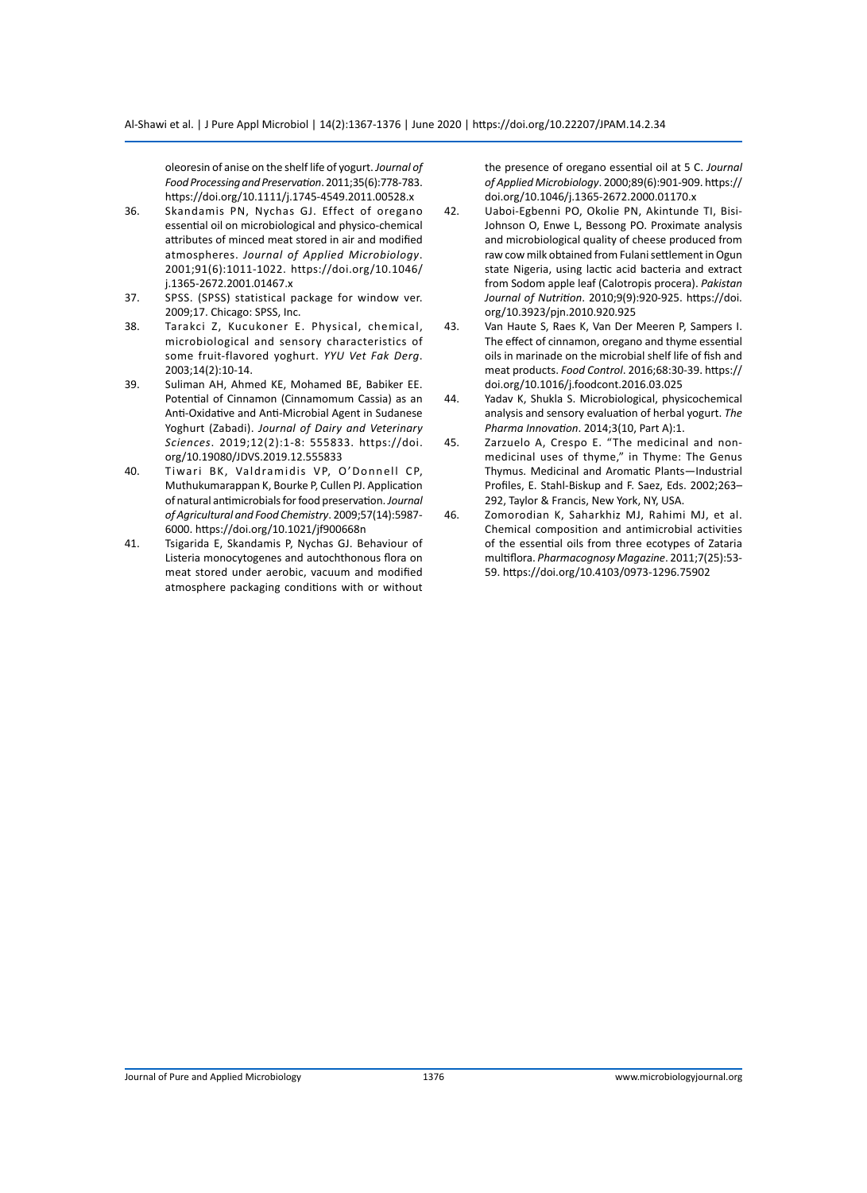oleoresin of anise on the shelf life of yogurt. *Journal of Food Processing and Preservation*. 2011;35(6):778-783. https://doi.org/10.1111/j.1745-4549.2011.00528.x

36. Skandamis PN, Nychas GJ. Effect of oregano essential oil on microbiological and physico-chemical attributes of minced meat stored in air and modified atmospheres. *Journal of Applied Microbiology*. 2001;91(6):1011-1022. https://doi.org/10.1046/j.1365-2672.2001.01467.x
37. SPSS. (SPSS) statistical package for window ver. 2009;17. Chicago: SPSS, Inc.
38. Tarakci Z, Kucukoner E. Physical, chemical, microbiological and sensory characteristics of some fruit-flavored yoghurt. *YYU Vet Fak Derg*. 2003;14(2):10-14.
39. Suliman AH, Ahmed KE, Mohamed BE, Babiker EE. Potential of Cinnamon (Cinnamomum Cassia) as an Anti-Oxidative and Anti-Microbial Agent in Sudanese Yoghurt (Zabadi). *Journal of Dairy and Veterinary Sciences*. 2019;12(2):1-8: 555833. https://doi.org/10.19080/JDVS.2019.12.555833
40. Tiwari BK, Valdramidis VP, O'Donnell CP, Muthukumarappan K, Bourke P, Cullen PJ. Application of natural antimicrobials for food preservation. *Journal of Agricultural and Food Chemistry*. 2009;57(14):5987-6000. https://doi.org/10.1021/jf900668n
41. Tsigarida E, Skandamis P, Nychas GJ. Behaviour of Listeria monocytogenes and autochthonous flora on meat stored under aerobic, vacuum and modified atmosphere packaging conditions with or without the presence of oregano essential oil at 5 C. *Journal of Applied Microbiology*. 2000;89(6):901-909. https://doi.org/10.1046/j.1365-2672.2000.01170.x
42. Uaboi-Egbenni PO, Okolie PN, Akintunde TI, Bisi-Johnson O, Enwe L, Bessong PO. Proximate analysis and microbiological quality of cheese produced from raw cow milk obtained from Fulani settlement in Ogun state Nigeria, using lactic acid bacteria and extract from Sodom apple leaf (Calotropis procera). *Pakistan Journal of Nutrition*. 2010;9(9):920-925. https://doi.org/10.3923/pjn.2010.920.925
43. Van Haute S, Raes K, Van Der Meeren P, Sampers I. The effect of cinnamon, oregano and thyme essential oils in marinade on the microbial shelf life of fish and meat products. *Food Control*. 2016;68:30-39. https://doi.org/10.1016/j.foodcont.2016.03.025
44. Yadav K, Shukla S. Microbiological, physicochemical analysis and sensory evaluation of herbal yogurt. *The Pharma Innovation*. 2014;3(10, Part A):1.
45. Zarzuelo A, Crespo E. "The medicinal and non-medicinal uses of thyme," in Thyme: The Genus Thymus. Medicinal and Aromatic Plants—Industrial Profiles, E. Stahl-Biskup and F. Saez, Eds. 2002;263–292, Taylor & Francis, New York, NY, USA.
46. Zomorodian K, Saharkhiz MJ, Rahimi MJ, et al. Chemical composition and antimicrobial activities of the essential oils from three ecotypes of Zataria multiflora. *Pharmacognosy Magazine*. 2011;7(25):53-59. https://doi.org/10.4103/0973-1296.75902